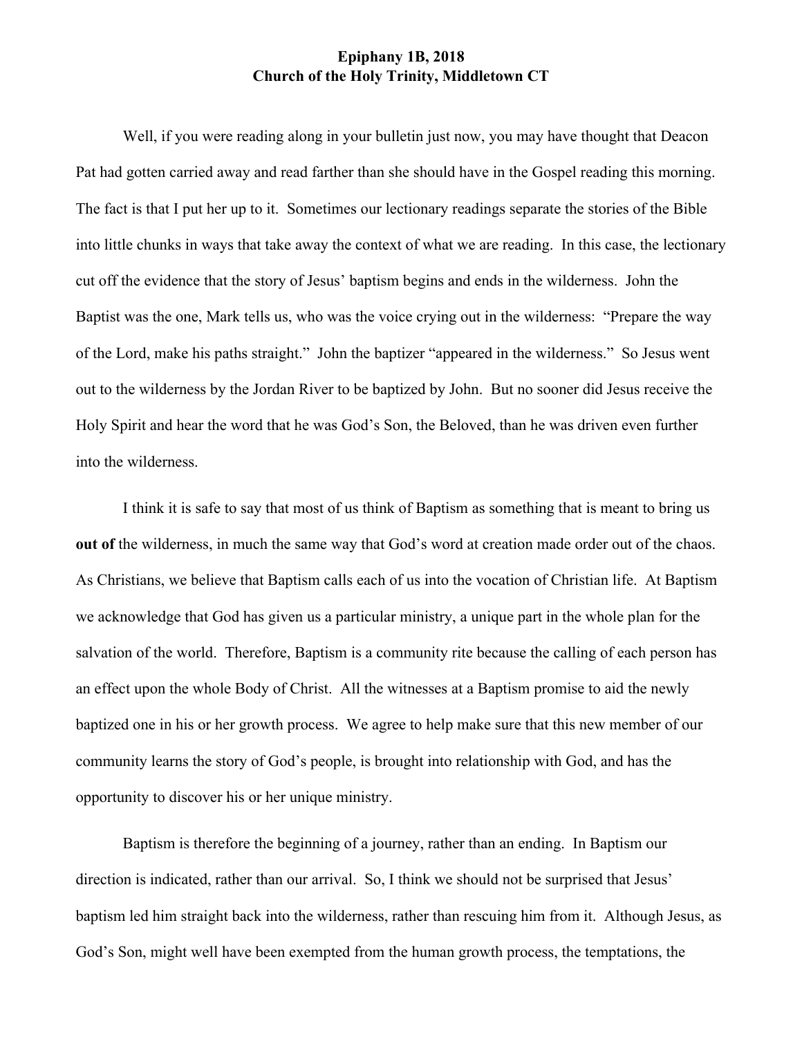**Epiphany 1B, 2018**
**Church of the Holy Trinity, Middletown CT**

Well, if you were reading along in your bulletin just now, you may have thought that Deacon Pat had gotten carried away and read farther than she should have in the Gospel reading this morning. The fact is that I put her up to it. Sometimes our lectionary readings separate the stories of the Bible into little chunks in ways that take away the context of what we are reading. In this case, the lectionary cut off the evidence that the story of Jesus' baptism begins and ends in the wilderness. John the Baptist was the one, Mark tells us, who was the voice crying out in the wilderness: "Prepare the way of the Lord, make his paths straight." John the baptizer "appeared in the wilderness." So Jesus went out to the wilderness by the Jordan River to be baptized by John. But no sooner did Jesus receive the Holy Spirit and hear the word that he was God's Son, the Beloved, than he was driven even further into the wilderness.

I think it is safe to say that most of us think of Baptism as something that is meant to bring us **out of** the wilderness, in much the same way that God's word at creation made order out of the chaos. As Christians, we believe that Baptism calls each of us into the vocation of Christian life. At Baptism we acknowledge that God has given us a particular ministry, a unique part in the whole plan for the salvation of the world. Therefore, Baptism is a community rite because the calling of each person has an effect upon the whole Body of Christ. All the witnesses at a Baptism promise to aid the newly baptized one in his or her growth process. We agree to help make sure that this new member of our community learns the story of God's people, is brought into relationship with God, and has the opportunity to discover his or her unique ministry.

Baptism is therefore the beginning of a journey, rather than an ending. In Baptism our direction is indicated, rather than our arrival. So, I think we should not be surprised that Jesus' baptism led him straight back into the wilderness, rather than rescuing him from it. Although Jesus, as God's Son, might well have been exempted from the human growth process, the temptations, the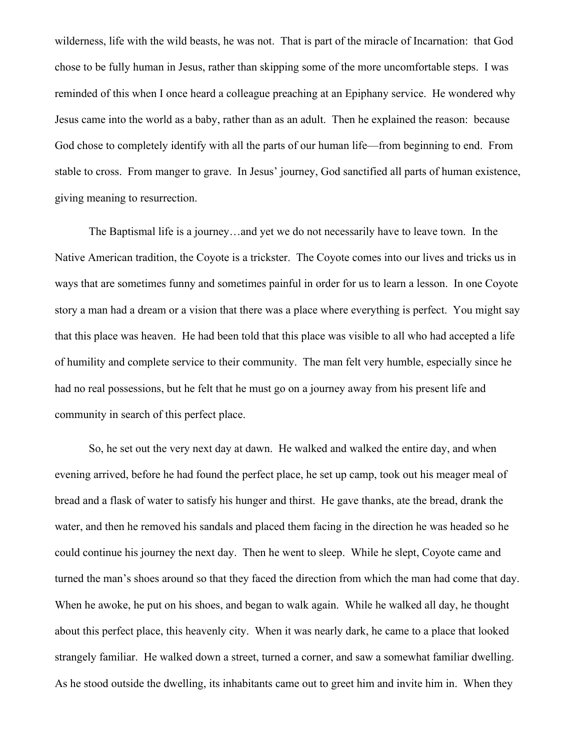wilderness, life with the wild beasts, he was not. That is part of the miracle of Incarnation: that God chose to be fully human in Jesus, rather than skipping some of the more uncomfortable steps. I was reminded of this when I once heard a colleague preaching at an Epiphany service. He wondered why Jesus came into the world as a baby, rather than as an adult. Then he explained the reason: because God chose to completely identify with all the parts of our human life—from beginning to end. From stable to cross. From manger to grave. In Jesus' journey, God sanctified all parts of human existence, giving meaning to resurrection.

The Baptismal life is a journey…and yet we do not necessarily have to leave town. In the Native American tradition, the Coyote is a trickster. The Coyote comes into our lives and tricks us in ways that are sometimes funny and sometimes painful in order for us to learn a lesson. In one Coyote story a man had a dream or a vision that there was a place where everything is perfect. You might say that this place was heaven. He had been told that this place was visible to all who had accepted a life of humility and complete service to their community. The man felt very humble, especially since he had no real possessions, but he felt that he must go on a journey away from his present life and community in search of this perfect place.

So, he set out the very next day at dawn. He walked and walked the entire day, and when evening arrived, before he had found the perfect place, he set up camp, took out his meager meal of bread and a flask of water to satisfy his hunger and thirst. He gave thanks, ate the bread, drank the water, and then he removed his sandals and placed them facing in the direction he was headed so he could continue his journey the next day. Then he went to sleep. While he slept, Coyote came and turned the man's shoes around so that they faced the direction from which the man had come that day. When he awoke, he put on his shoes, and began to walk again. While he walked all day, he thought about this perfect place, this heavenly city. When it was nearly dark, he came to a place that looked strangely familiar. He walked down a street, turned a corner, and saw a somewhat familiar dwelling. As he stood outside the dwelling, its inhabitants came out to greet him and invite him in. When they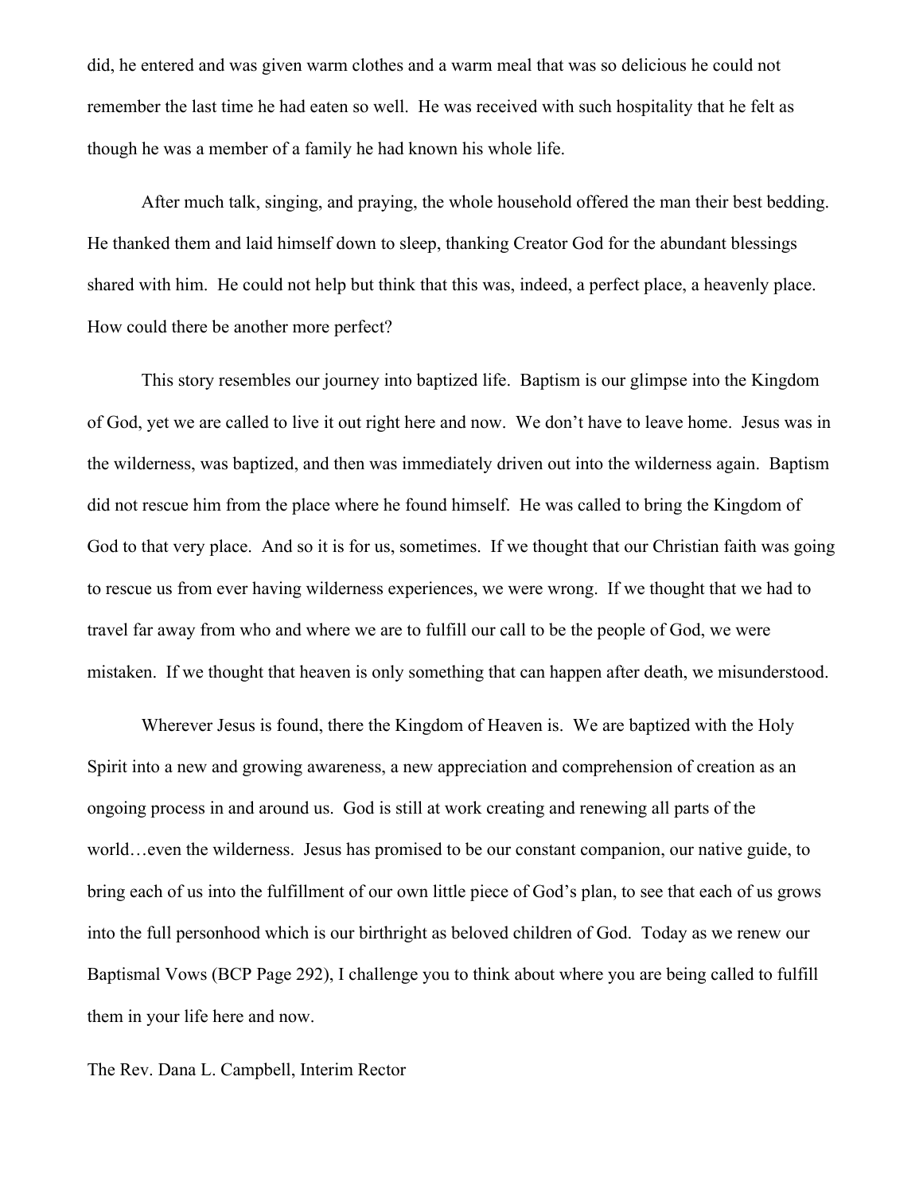did, he entered and was given warm clothes and a warm meal that was so delicious he could not remember the last time he had eaten so well. He was received with such hospitality that he felt as though he was a member of a family he had known his whole life.

After much talk, singing, and praying, the whole household offered the man their best bedding. He thanked them and laid himself down to sleep, thanking Creator God for the abundant blessings shared with him. He could not help but think that this was, indeed, a perfect place, a heavenly place. How could there be another more perfect?

This story resembles our journey into baptized life. Baptism is our glimpse into the Kingdom of God, yet we are called to live it out right here and now. We don't have to leave home. Jesus was in the wilderness, was baptized, and then was immediately driven out into the wilderness again. Baptism did not rescue him from the place where he found himself. He was called to bring the Kingdom of God to that very place. And so it is for us, sometimes. If we thought that our Christian faith was going to rescue us from ever having wilderness experiences, we were wrong. If we thought that we had to travel far away from who and where we are to fulfill our call to be the people of God, we were mistaken. If we thought that heaven is only something that can happen after death, we misunderstood.

Wherever Jesus is found, there the Kingdom of Heaven is. We are baptized with the Holy Spirit into a new and growing awareness, a new appreciation and comprehension of creation as an ongoing process in and around us. God is still at work creating and renewing all parts of the world…even the wilderness. Jesus has promised to be our constant companion, our native guide, to bring each of us into the fulfillment of our own little piece of God's plan, to see that each of us grows into the full personhood which is our birthright as beloved children of God. Today as we renew our Baptismal Vows (BCP Page 292), I challenge you to think about where you are being called to fulfill them in your life here and now.

The Rev. Dana L. Campbell, Interim Rector